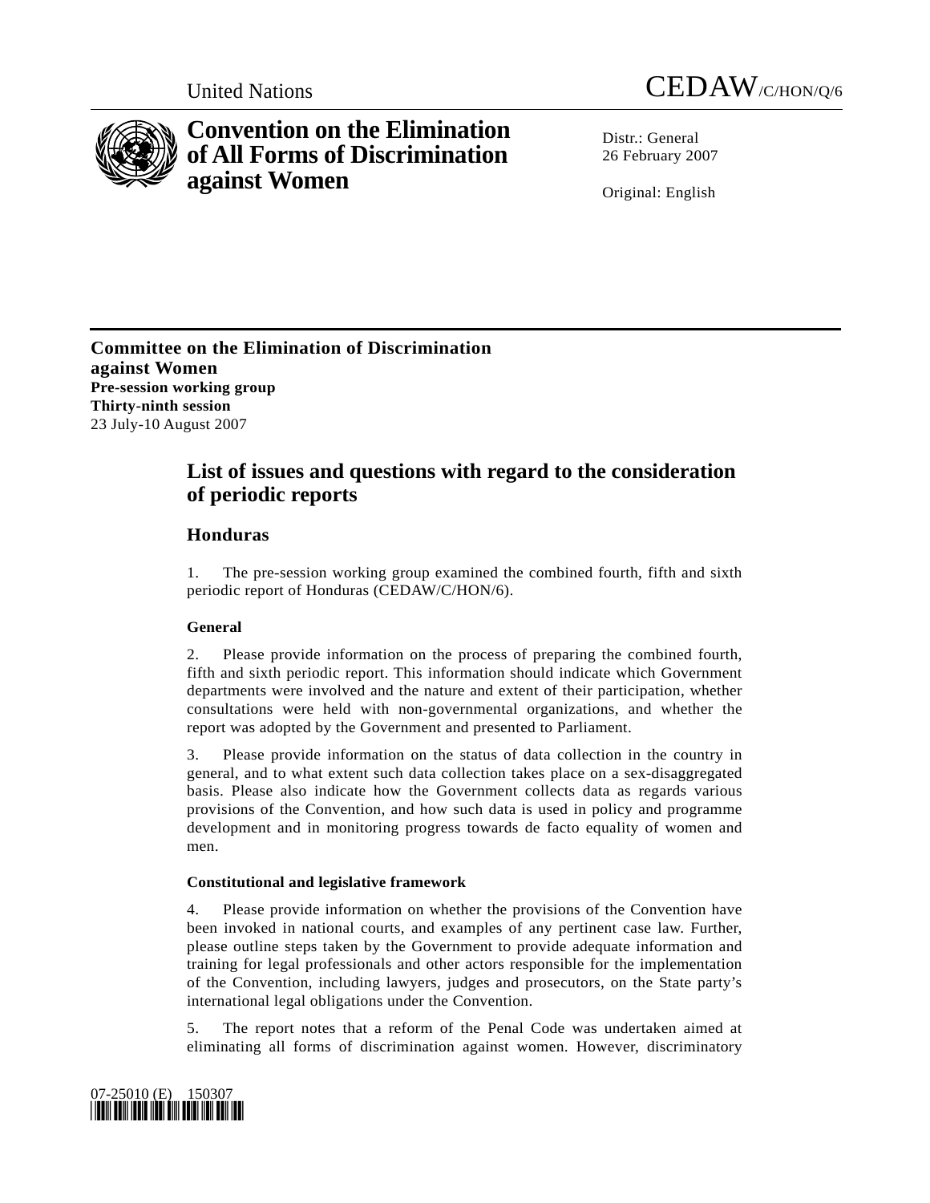United Nations CEDAW/C/HON/Q/6

# Convention on the Elimination of All Forms of Discrimination against Women

Distr.: General
26 February 2007

Original: English

**Committee on the Elimination of Discrimination against Women**
**Pre-session working group**
**Thirty-ninth session**
23 July-10 August 2007

## List of issues and questions with regard to the consideration of periodic reports

### Honduras

1. The pre-session working group examined the combined fourth, fifth and sixth periodic report of Honduras (CEDAW/C/HON/6).

#### General

2. Please provide information on the process of preparing the combined fourth, fifth and sixth periodic report. This information should indicate which Government departments were involved and the nature and extent of their participation, whether consultations were held with non-governmental organizations, and whether the report was adopted by the Government and presented to Parliament.

3. Please provide information on the status of data collection in the country in general, and to what extent such data collection takes place on a sex-disaggregated basis. Please also indicate how the Government collects data as regards various provisions of the Convention, and how such data is used in policy and programme development and in monitoring progress towards de facto equality of women and men.

#### Constitutional and legislative framework

4. Please provide information on whether the provisions of the Convention have been invoked in national courts, and examples of any pertinent case law. Further, please outline steps taken by the Government to provide adequate information and training for legal professionals and other actors responsible for the implementation of the Convention, including lawyers, judges and prosecutors, on the State party's international legal obligations under the Convention.

5. The report notes that a reform of the Penal Code was undertaken aimed at eliminating all forms of discrimination against women. However, discriminatory

07-25010 (E) 150307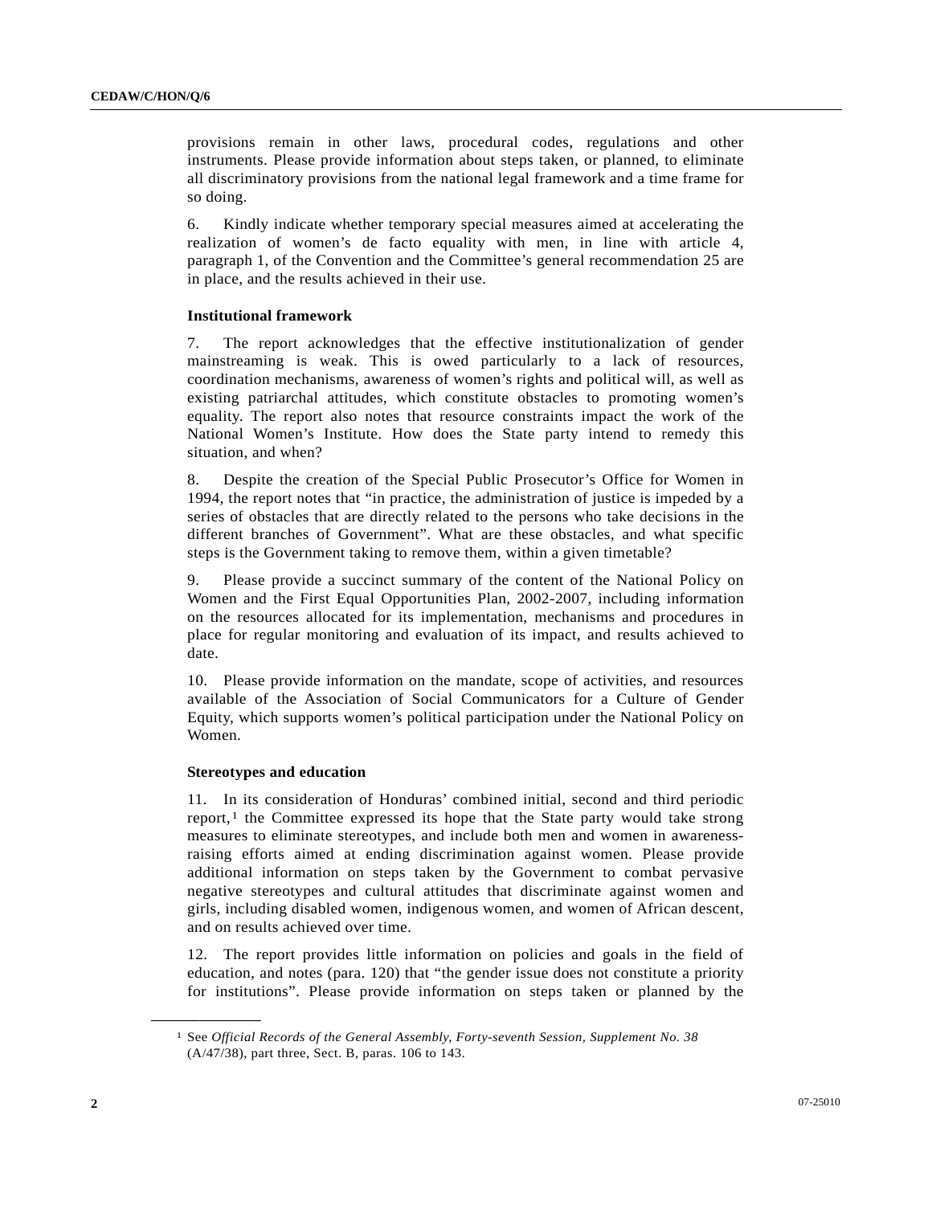provisions remain in other laws, procedural codes, regulations and other instruments. Please provide information about steps taken, or planned, to eliminate all discriminatory provisions from the national legal framework and a time frame for so doing.

6. Kindly indicate whether temporary special measures aimed at accelerating the realization of women's de facto equality with men, in line with article 4, paragraph 1, of the Convention and the Committee's general recommendation 25 are in place, and the results achieved in their use.

**Institutional framework**

7. The report acknowledges that the effective institutionalization of gender mainstreaming is weak. This is owed particularly to a lack of resources, coordination mechanisms, awareness of women's rights and political will, as well as existing patriarchal attitudes, which constitute obstacles to promoting women's equality. The report also notes that resource constraints impact the work of the National Women's Institute. How does the State party intend to remedy this situation, and when?

8. Despite the creation of the Special Public Prosecutor's Office for Women in 1994, the report notes that "in practice, the administration of justice is impeded by a series of obstacles that are directly related to the persons who take decisions in the different branches of Government". What are these obstacles, and what specific steps is the Government taking to remove them, within a given timetable?

9. Please provide a succinct summary of the content of the National Policy on Women and the First Equal Opportunities Plan, 2002-2007, including information on the resources allocated for its implementation, mechanisms and procedures in place for regular monitoring and evaluation of its impact, and results achieved to date.

10. Please provide information on the mandate, scope of activities, and resources available of the Association of Social Communicators for a Culture of Gender Equity, which supports women's political participation under the National Policy on Women.

**Stereotypes and education**

11. In its consideration of Honduras' combined initial, second and third periodic report,[1] the Committee expressed its hope that the State party would take strong measures to eliminate stereotypes, and include both men and women in awareness-raising efforts aimed at ending discrimination against women. Please provide additional information on steps taken by the Government to combat pervasive negative stereotypes and cultural attitudes that discriminate against women and girls, including disabled women, indigenous women, and women of African descent, and on results achieved over time.

12. The report provides little information on policies and goals in the field of education, and notes (para. 120) that "the gender issue does not constitute a priority for institutions". Please provide information on steps taken or planned by the

---

[1] See *Official Records of the General Assembly, Forty-seventh Session, Supplement No. 38* (A/47/38), part three, Sect. B, paras. 106 to 143.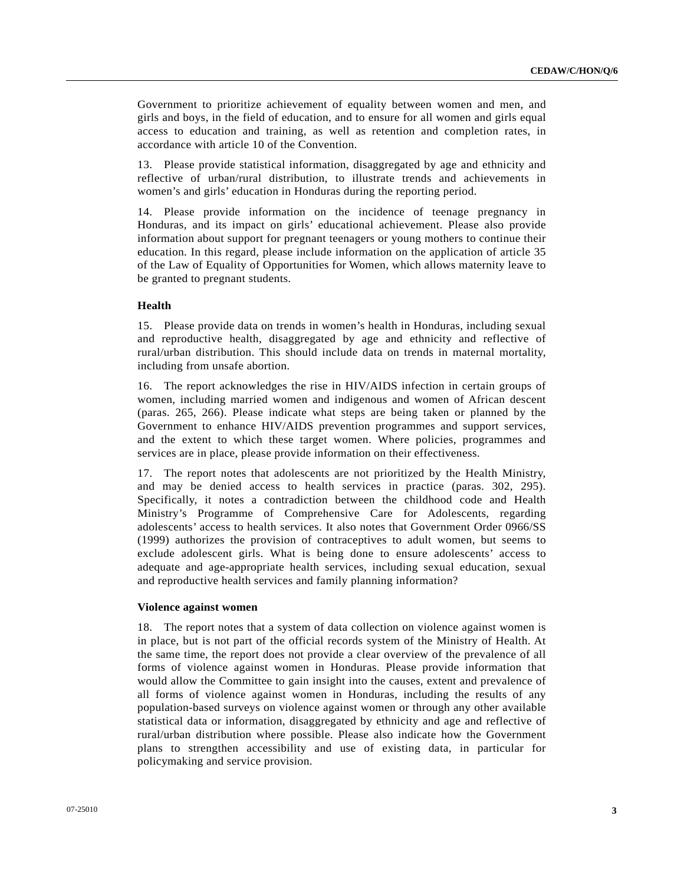Government to prioritize achievement of equality between women and men, and girls and boys, in the field of education, and to ensure for all women and girls equal access to education and training, as well as retention and completion rates, in accordance with article 10 of the Convention.

13. Please provide statistical information, disaggregated by age and ethnicity and reflective of urban/rural distribution, to illustrate trends and achievements in women's and girls' education in Honduras during the reporting period.

14. Please provide information on the incidence of teenage pregnancy in Honduras, and its impact on girls' educational achievement. Please also provide information about support for pregnant teenagers or young mothers to continue their education. In this regard, please include information on the application of article 35 of the Law of Equality of Opportunities for Women, which allows maternity leave to be granted to pregnant students.

### Health

15. Please provide data on trends in women's health in Honduras, including sexual and reproductive health, disaggregated by age and ethnicity and reflective of rural/urban distribution. This should include data on trends in maternal mortality, including from unsafe abortion.

16. The report acknowledges the rise in HIV/AIDS infection in certain groups of women, including married women and indigenous and women of African descent (paras. 265, 266). Please indicate what steps are being taken or planned by the Government to enhance HIV/AIDS prevention programmes and support services, and the extent to which these target women. Where policies, programmes and services are in place, please provide information on their effectiveness.

17. The report notes that adolescents are not prioritized by the Health Ministry, and may be denied access to health services in practice (paras. 302, 295). Specifically, it notes a contradiction between the childhood code and Health Ministry's Programme of Comprehensive Care for Adolescents, regarding adolescents' access to health services. It also notes that Government Order 0966/SS (1999) authorizes the provision of contraceptives to adult women, but seems to exclude adolescent girls. What is being done to ensure adolescents' access to adequate and age-appropriate health services, including sexual education, sexual and reproductive health services and family planning information?

### Violence against women

18. The report notes that a system of data collection on violence against women is in place, but is not part of the official records system of the Ministry of Health. At the same time, the report does not provide a clear overview of the prevalence of all forms of violence against women in Honduras. Please provide information that would allow the Committee to gain insight into the causes, extent and prevalence of all forms of violence against women in Honduras, including the results of any population-based surveys on violence against women or through any other available statistical data or information, disaggregated by ethnicity and age and reflective of rural/urban distribution where possible. Please also indicate how the Government plans to strengthen accessibility and use of existing data, in particular for policymaking and service provision.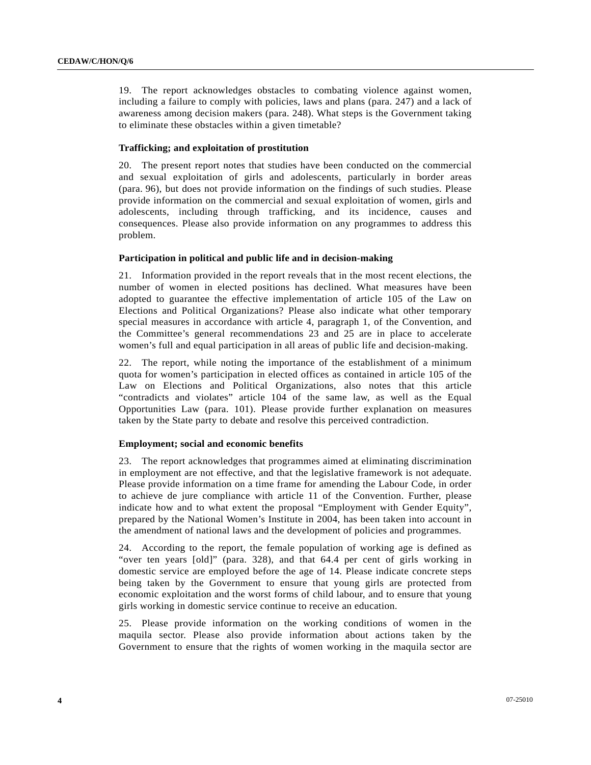19. The report acknowledges obstacles to combating violence against women, including a failure to comply with policies, laws and plans (para. 247) and a lack of awareness among decision makers (para. 248). What steps is the Government taking to eliminate these obstacles within a given timetable?

**Trafficking; and exploitation of prostitution**

20. The present report notes that studies have been conducted on the commercial and sexual exploitation of girls and adolescents, particularly in border areas (para. 96), but does not provide information on the findings of such studies. Please provide information on the commercial and sexual exploitation of women, girls and adolescents, including through trafficking, and its incidence, causes and consequences. Please also provide information on any programmes to address this problem.

**Participation in political and public life and in decision-making**

21. Information provided in the report reveals that in the most recent elections, the number of women in elected positions has declined. What measures have been adopted to guarantee the effective implementation of article 105 of the Law on Elections and Political Organizations? Please also indicate what other temporary special measures in accordance with article 4, paragraph 1, of the Convention, and the Committee's general recommendations 23 and 25 are in place to accelerate women's full and equal participation in all areas of public life and decision-making.

22. The report, while noting the importance of the establishment of a minimum quota for women's participation in elected offices as contained in article 105 of the Law on Elections and Political Organizations, also notes that this article "contradicts and violates" article 104 of the same law, as well as the Equal Opportunities Law (para. 101). Please provide further explanation on measures taken by the State party to debate and resolve this perceived contradiction.

**Employment; social and economic benefits**

23. The report acknowledges that programmes aimed at eliminating discrimination in employment are not effective, and that the legislative framework is not adequate. Please provide information on a time frame for amending the Labour Code, in order to achieve de jure compliance with article 11 of the Convention. Further, please indicate how and to what extent the proposal "Employment with Gender Equity", prepared by the National Women's Institute in 2004, has been taken into account in the amendment of national laws and the development of policies and programmes.

24. According to the report, the female population of working age is defined as "over ten years [old]" (para. 328), and that 64.4 per cent of girls working in domestic service are employed before the age of 14. Please indicate concrete steps being taken by the Government to ensure that young girls are protected from economic exploitation and the worst forms of child labour, and to ensure that young girls working in domestic service continue to receive an education.

25. Please provide information on the working conditions of women in the maquila sector. Please also provide information about actions taken by the Government to ensure that the rights of women working in the maquila sector are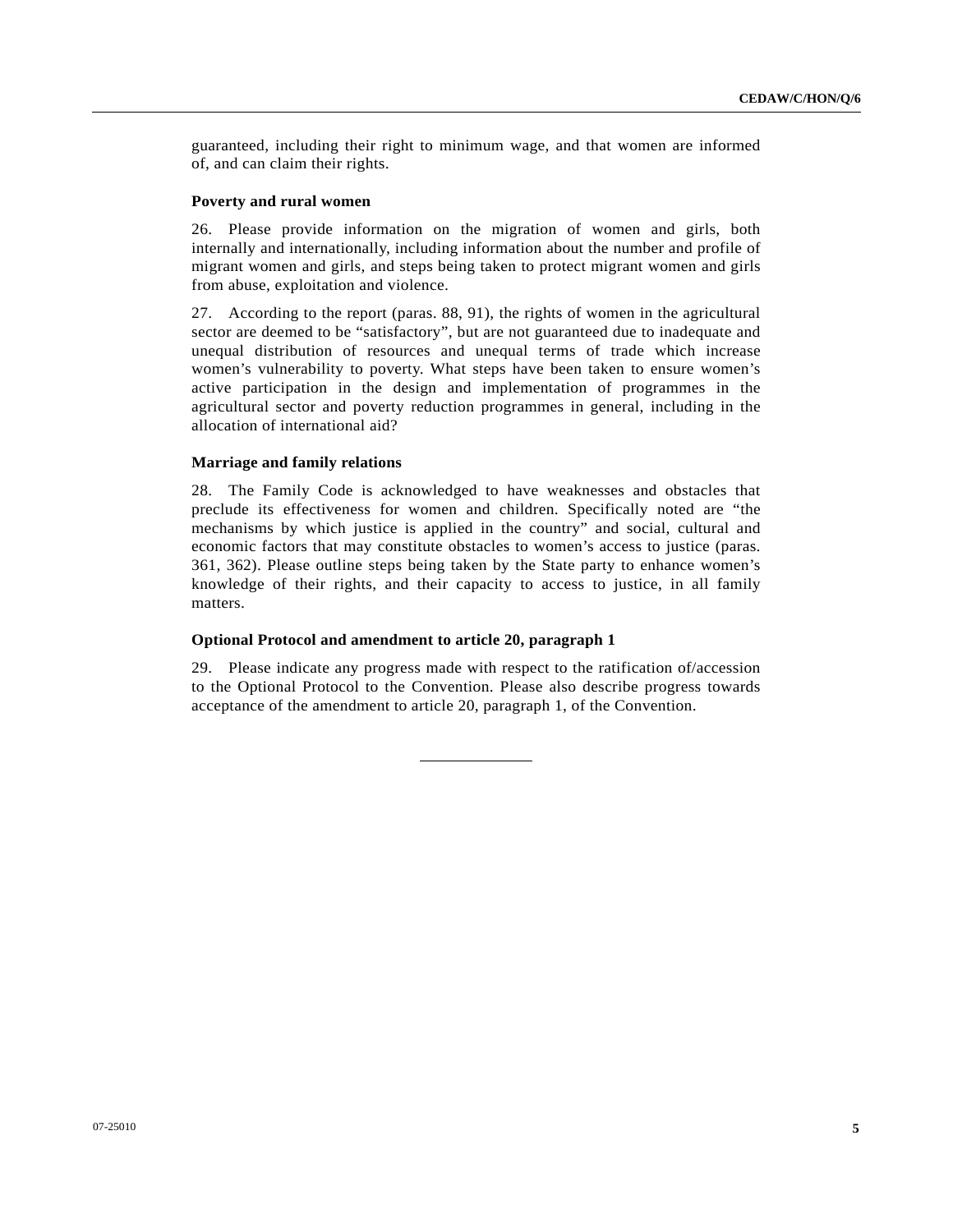guaranteed, including their right to minimum wage, and that women are informed of, and can claim their rights.

### Poverty and rural women

26. Please provide information on the migration of women and girls, both internally and internationally, including information about the number and profile of migrant women and girls, and steps being taken to protect migrant women and girls from abuse, exploitation and violence.

27. According to the report (paras. 88, 91), the rights of women in the agricultural sector are deemed to be "satisfactory", but are not guaranteed due to inadequate and unequal distribution of resources and unequal terms of trade which increase women's vulnerability to poverty. What steps have been taken to ensure women's active participation in the design and implementation of programmes in the agricultural sector and poverty reduction programmes in general, including in the allocation of international aid?

### Marriage and family relations

28. The Family Code is acknowledged to have weaknesses and obstacles that preclude its effectiveness for women and children. Specifically noted are "the mechanisms by which justice is applied in the country" and social, cultural and economic factors that may constitute obstacles to women's access to justice (paras. 361, 362). Please outline steps being taken by the State party to enhance women's knowledge of their rights, and their capacity to access to justice, in all family matters.

### Optional Protocol and amendment to article 20, paragraph 1

29. Please indicate any progress made with respect to the ratification of/accession to the Optional Protocol to the Convention. Please also describe progress towards acceptance of the amendment to article 20, paragraph 1, of the Convention.